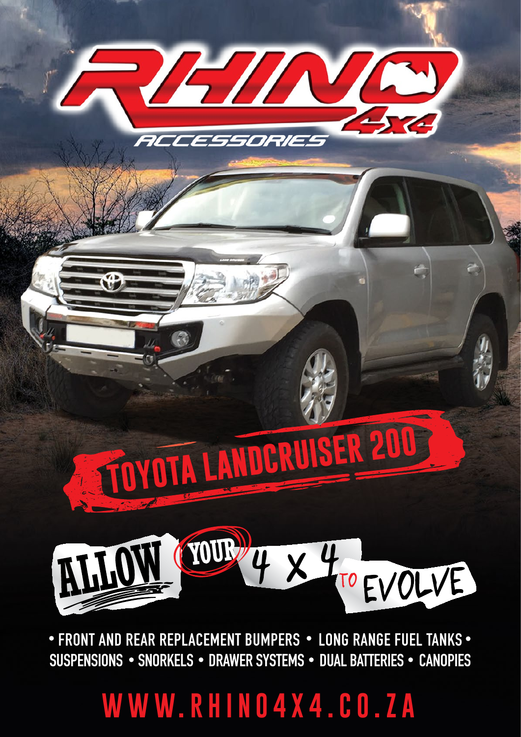# RHINO 4x4 ACCESSORIES

## TOYOTA LANDCRUISER 200

ALLOW YOUR 4 X 4 TO EVOLVE

• FRONT AND REAR REPLACEMENT BUMPERS • LONG RANGE FUEL TANKS • SUSPENSIONS • SNORKELS • DRAWER SYSTEMS • DUAL BATTERIES • CANOPIES

WWW.RHINO4X4.CO.ZA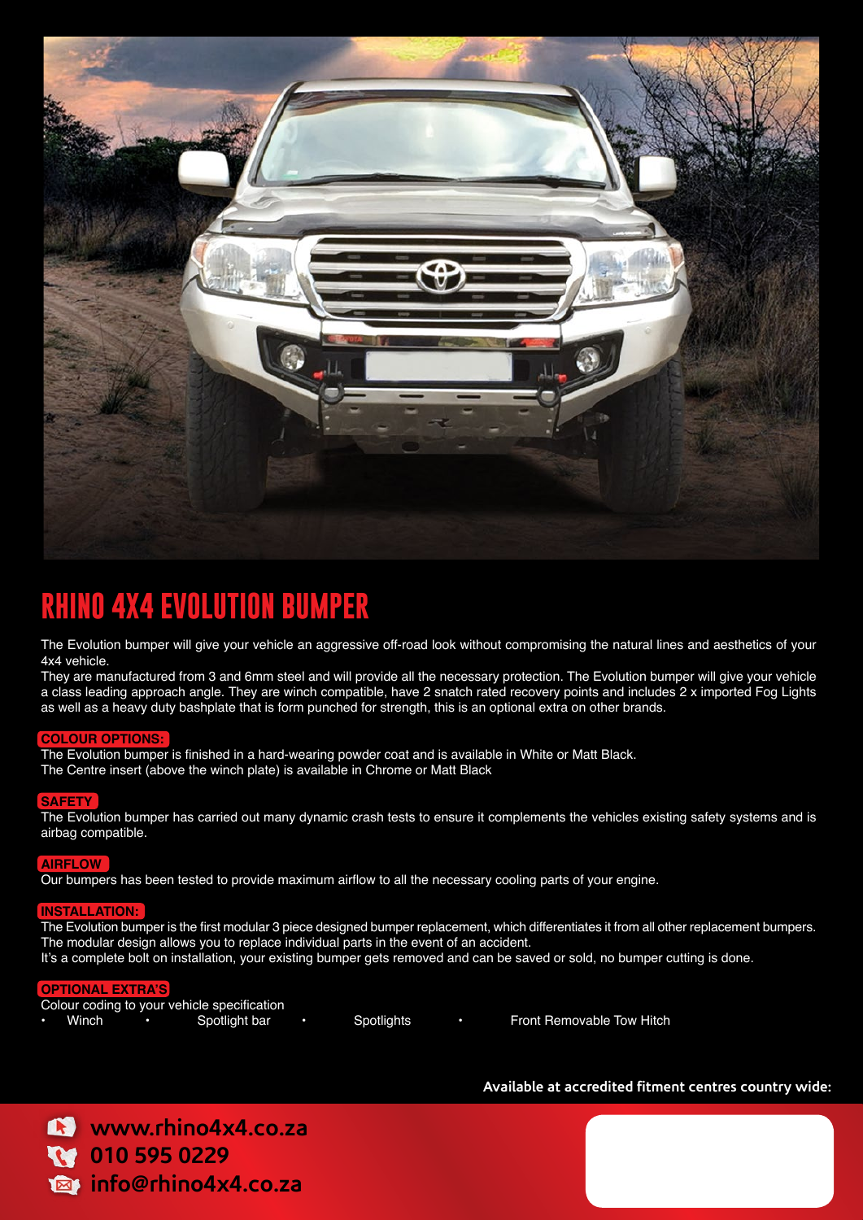# RHINO 4X4 EVOLUTION BUMPER

The Evolution bumper will give your vehicle an aggressive off-road look without compromising the natural lines and aesthetics of your 4x4 vehicle.

They are manufactured from 3 and 6mm steel and will provide all the necessary protection. The Evolution bumper will give your vehicle a class leading approach angle. They are winch compatible, have 2 snatch rated recovery points and includes 2 x imported Fog Lights as well as a heavy duty bashplate that is form punched for strength, this is an optional extra on other brands.

**COLOUR OPTIONS:**

The Evolution bumper is finished in a hard-wearing powder coat and is available in White or Matt Black.
The Centre insert (above the winch plate) is available in Chrome or Matt Black

**SAFETY**

The Evolution bumper has carried out many dynamic crash tests to ensure it complements the vehicles existing safety systems and is airbag compatible.

**AIRFLOW**

Our bumpers has been tested to provide maximum airflow to all the necessary cooling parts of your engine.

**INSTALLATION:**

The Evolution bumper is the first modular 3 piece designed bumper replacement, which differentiates it from all other replacement bumpers.
The modular design allows you to replace individual parts in the event of an accident.
It's a complete bolt on installation, your existing bumper gets removed and can be saved or sold, no bumper cutting is done.

**OPTIONAL EXTRA'S**

Colour coding to your vehicle specification

- Winch
- Spotlight bar
- Spotlights
- Front Removable Tow Hitch

**Available at accredited fitment centres country wide:**

**www.rhino4x4.co.za**
**010 595 0229**
**info@rhino4x4.co.za**